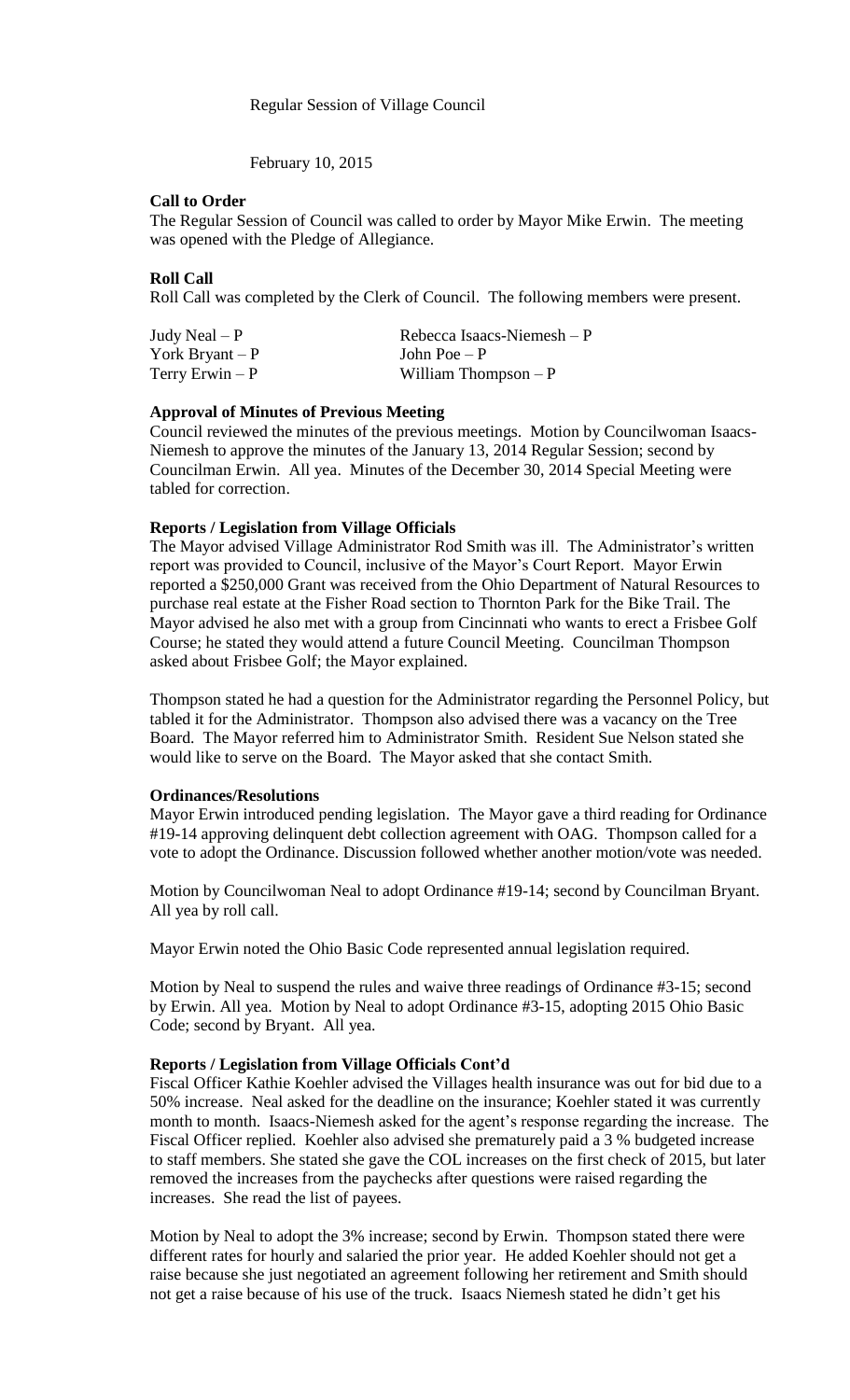Regular Session of Village Council

February 10, 2015

**Call to Order**

The Regular Session of Council was called to order by Mayor Mike Erwin. The meeting was opened with the Pledge of Allegiance.

**Roll Call**

Roll Call was completed by the Clerk of Council. The following members were present.

| | |
|---|---|
| Judy Neal – P | Rebecca Isaacs-Niemesh – P |
| York Bryant – P | John Poe – P |
| Terry Erwin – P | William Thompson – P |

**Approval of Minutes of Previous Meeting**

Council reviewed the minutes of the previous meetings. Motion by Councilwoman Isaacs-Niemesh to approve the minutes of the January 13, 2014 Regular Session; second by Councilman Erwin. All yea. Minutes of the December 30, 2014 Special Meeting were tabled for correction.

**Reports / Legislation from Village Officials**

The Mayor advised Village Administrator Rod Smith was ill. The Administrator's written report was provided to Council, inclusive of the Mayor's Court Report. Mayor Erwin reported a $250,000 Grant was received from the Ohio Department of Natural Resources to purchase real estate at the Fisher Road section to Thornton Park for the Bike Trail. The Mayor advised he also met with a group from Cincinnati who wants to erect a Frisbee Golf Course; he stated they would attend a future Council Meeting. Councilman Thompson asked about Frisbee Golf; the Mayor explained.

Thompson stated he had a question for the Administrator regarding the Personnel Policy, but tabled it for the Administrator. Thompson also advised there was a vacancy on the Tree Board. The Mayor referred him to Administrator Smith. Resident Sue Nelson stated she would like to serve on the Board. The Mayor asked that she contact Smith.

**Ordinances/Resolutions**

Mayor Erwin introduced pending legislation. The Mayor gave a third reading for Ordinance #19-14 approving delinquent debt collection agreement with OAG. Thompson called for a vote to adopt the Ordinance. Discussion followed whether another motion/vote was needed.

Motion by Councilwoman Neal to adopt Ordinance #19-14; second by Councilman Bryant. All yea by roll call.

Mayor Erwin noted the Ohio Basic Code represented annual legislation required.

Motion by Neal to suspend the rules and waive three readings of Ordinance #3-15; second by Erwin. All yea. Motion by Neal to adopt Ordinance #3-15, adopting 2015 Ohio Basic Code; second by Bryant. All yea.

**Reports / Legislation from Village Officials Cont'd**

Fiscal Officer Kathie Koehler advised the Villages health insurance was out for bid due to a 50% increase. Neal asked for the deadline on the insurance; Koehler stated it was currently month to month. Isaacs-Niemesh asked for the agent's response regarding the increase. The Fiscal Officer replied. Koehler also advised she prematurely paid a 3 % budgeted increase to staff members. She stated she gave the COL increases on the first check of 2015, but later removed the increases from the paychecks after questions were raised regarding the increases. She read the list of payees.

Motion by Neal to adopt the 3% increase; second by Erwin. Thompson stated there were different rates for hourly and salaried the prior year. He added Koehler should not get a raise because she just negotiated an agreement following her retirement and Smith should not get a raise because of his use of the truck. Isaacs Niemesh stated he didn't get his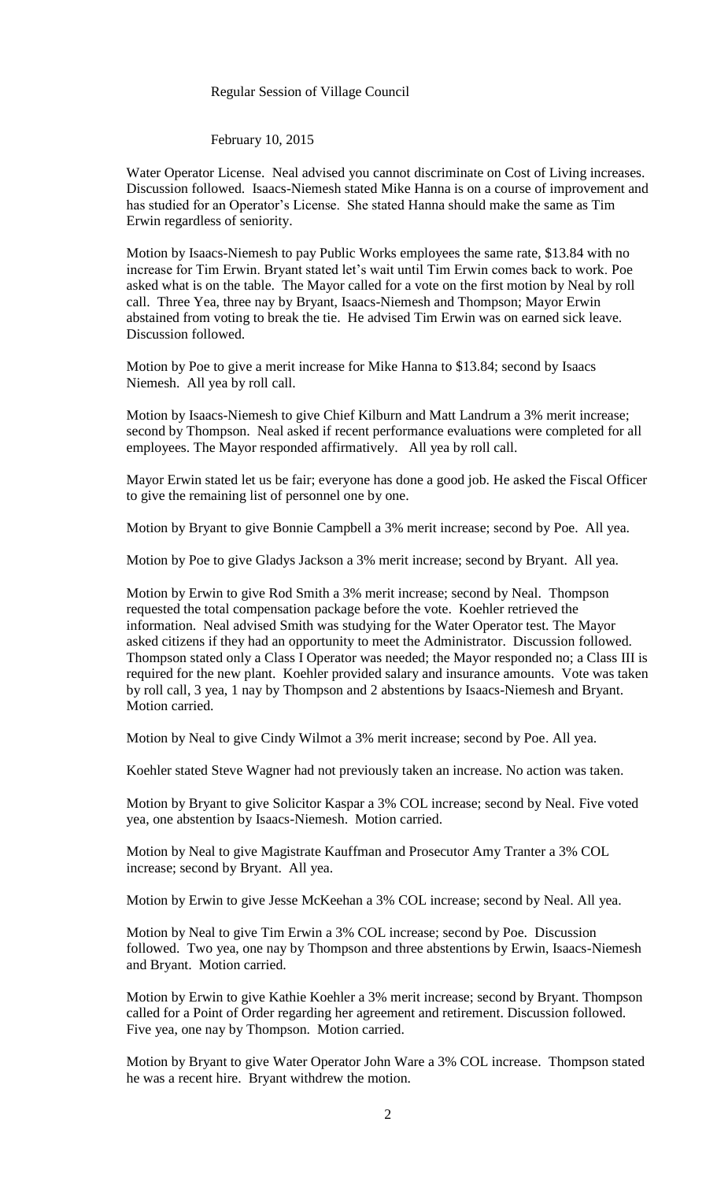Regular Session of Village Council

February 10, 2015

Water Operator License. Neal advised you cannot discriminate on Cost of Living increases. Discussion followed. Isaacs-Niemesh stated Mike Hanna is on a course of improvement and has studied for an Operator's License. She stated Hanna should make the same as Tim Erwin regardless of seniority.

Motion by Isaacs-Niemesh to pay Public Works employees the same rate, $13.84 with no increase for Tim Erwin. Bryant stated let's wait until Tim Erwin comes back to work. Poe asked what is on the table. The Mayor called for a vote on the first motion by Neal by roll call. Three Yea, three nay by Bryant, Isaacs-Niemesh and Thompson; Mayor Erwin abstained from voting to break the tie. He advised Tim Erwin was on earned sick leave. Discussion followed.

Motion by Poe to give a merit increase for Mike Hanna to $13.84; second by Isaacs Niemesh. All yea by roll call.

Motion by Isaacs-Niemesh to give Chief Kilburn and Matt Landrum a 3% merit increase; second by Thompson. Neal asked if recent performance evaluations were completed for all employees. The Mayor responded affirmatively. All yea by roll call.

Mayor Erwin stated let us be fair; everyone has done a good job. He asked the Fiscal Officer to give the remaining list of personnel one by one.

Motion by Bryant to give Bonnie Campbell a 3% merit increase; second by Poe. All yea.

Motion by Poe to give Gladys Jackson a 3% merit increase; second by Bryant. All yea.

Motion by Erwin to give Rod Smith a 3% merit increase; second by Neal. Thompson requested the total compensation package before the vote. Koehler retrieved the information. Neal advised Smith was studying for the Water Operator test. The Mayor asked citizens if they had an opportunity to meet the Administrator. Discussion followed. Thompson stated only a Class I Operator was needed; the Mayor responded no; a Class III is required for the new plant. Koehler provided salary and insurance amounts. Vote was taken by roll call, 3 yea, 1 nay by Thompson and 2 abstentions by Isaacs-Niemesh and Bryant. Motion carried.

Motion by Neal to give Cindy Wilmot a 3% merit increase; second by Poe. All yea.

Koehler stated Steve Wagner had not previously taken an increase. No action was taken.

Motion by Bryant to give Solicitor Kaspar a 3% COL increase; second by Neal. Five voted yea, one abstention by Isaacs-Niemesh. Motion carried.

Motion by Neal to give Magistrate Kauffman and Prosecutor Amy Tranter a 3% COL increase; second by Bryant. All yea.

Motion by Erwin to give Jesse McKeehan a 3% COL increase; second by Neal. All yea.

Motion by Neal to give Tim Erwin a 3% COL increase; second by Poe. Discussion followed. Two yea, one nay by Thompson and three abstentions by Erwin, Isaacs-Niemesh and Bryant. Motion carried.

Motion by Erwin to give Kathie Koehler a 3% merit increase; second by Bryant. Thompson called for a Point of Order regarding her agreement and retirement. Discussion followed. Five yea, one nay by Thompson. Motion carried.

Motion by Bryant to give Water Operator John Ware a 3% COL increase. Thompson stated he was a recent hire. Bryant withdrew the motion.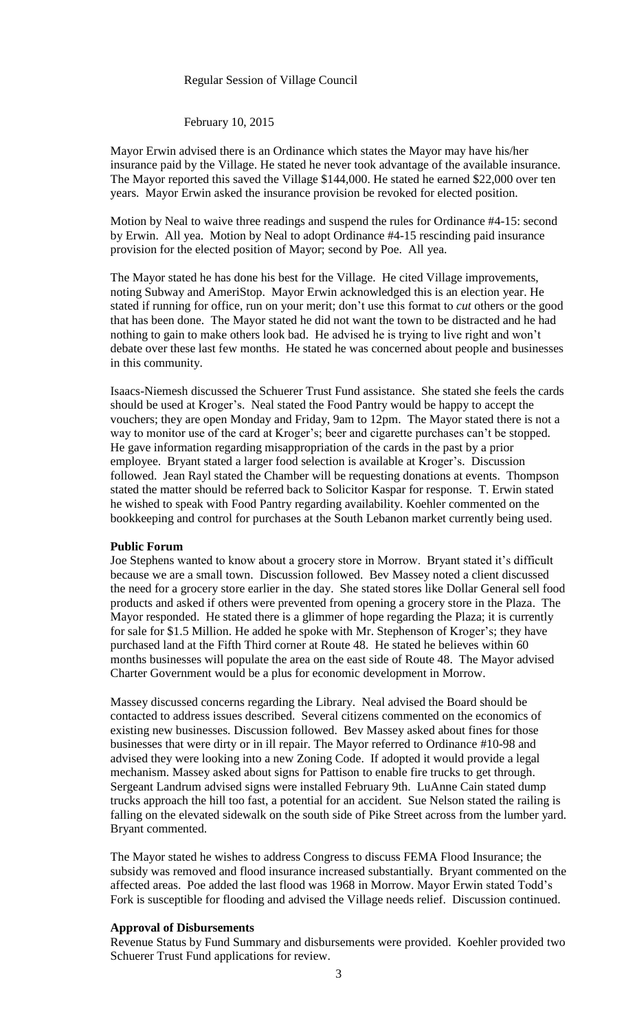Regular Session of Village Council

February 10, 2015

Mayor Erwin advised there is an Ordinance which states the Mayor may have his/her insurance paid by the Village. He stated he never took advantage of the available insurance. The Mayor reported this saved the Village $144,000. He stated he earned $22,000 over ten years. Mayor Erwin asked the insurance provision be revoked for elected position.

Motion by Neal to waive three readings and suspend the rules for Ordinance #4-15: second by Erwin. All yea. Motion by Neal to adopt Ordinance #4-15 rescinding paid insurance provision for the elected position of Mayor; second by Poe. All yea.

The Mayor stated he has done his best for the Village. He cited Village improvements, noting Subway and AmeriStop. Mayor Erwin acknowledged this is an election year. He stated if running for office, run on your merit; don't use this format to *cut* others or the good that has been done. The Mayor stated he did not want the town to be distracted and he had nothing to gain to make others look bad. He advised he is trying to live right and won't debate over these last few months. He stated he was concerned about people and businesses in this community.

Isaacs-Niemesh discussed the Schuerer Trust Fund assistance. She stated she feels the cards should be used at Kroger's. Neal stated the Food Pantry would be happy to accept the vouchers; they are open Monday and Friday, 9am to 12pm. The Mayor stated there is not a way to monitor use of the card at Kroger's; beer and cigarette purchases can't be stopped. He gave information regarding misappropriation of the cards in the past by a prior employee. Bryant stated a larger food selection is available at Kroger's. Discussion followed. Jean Rayl stated the Chamber will be requesting donations at events. Thompson stated the matter should be referred back to Solicitor Kaspar for response. T. Erwin stated he wished to speak with Food Pantry regarding availability. Koehler commented on the bookkeeping and control for purchases at the South Lebanon market currently being used.

**Public Forum**

Joe Stephens wanted to know about a grocery store in Morrow. Bryant stated it's difficult because we are a small town. Discussion followed. Bev Massey noted a client discussed the need for a grocery store earlier in the day. She stated stores like Dollar General sell food products and asked if others were prevented from opening a grocery store in the Plaza. The Mayor responded. He stated there is a glimmer of hope regarding the Plaza; it is currently for sale for $1.5 Million. He added he spoke with Mr. Stephenson of Kroger's; they have purchased land at the Fifth Third corner at Route 48. He stated he believes within 60 months businesses will populate the area on the east side of Route 48. The Mayor advised Charter Government would be a plus for economic development in Morrow.

Massey discussed concerns regarding the Library. Neal advised the Board should be contacted to address issues described. Several citizens commented on the economics of existing new businesses. Discussion followed. Bev Massey asked about fines for those businesses that were dirty or in ill repair. The Mayor referred to Ordinance #10-98 and advised they were looking into a new Zoning Code. If adopted it would provide a legal mechanism. Massey asked about signs for Pattison to enable fire trucks to get through. Sergeant Landrum advised signs were installed February 9th. LuAnne Cain stated dump trucks approach the hill too fast, a potential for an accident. Sue Nelson stated the railing is falling on the elevated sidewalk on the south side of Pike Street across from the lumber yard. Bryant commented.

The Mayor stated he wishes to address Congress to discuss FEMA Flood Insurance; the subsidy was removed and flood insurance increased substantially. Bryant commented on the affected areas. Poe added the last flood was 1968 in Morrow. Mayor Erwin stated Todd's Fork is susceptible for flooding and advised the Village needs relief. Discussion continued.

**Approval of Disbursements**

Revenue Status by Fund Summary and disbursements were provided. Koehler provided two Schuerer Trust Fund applications for review.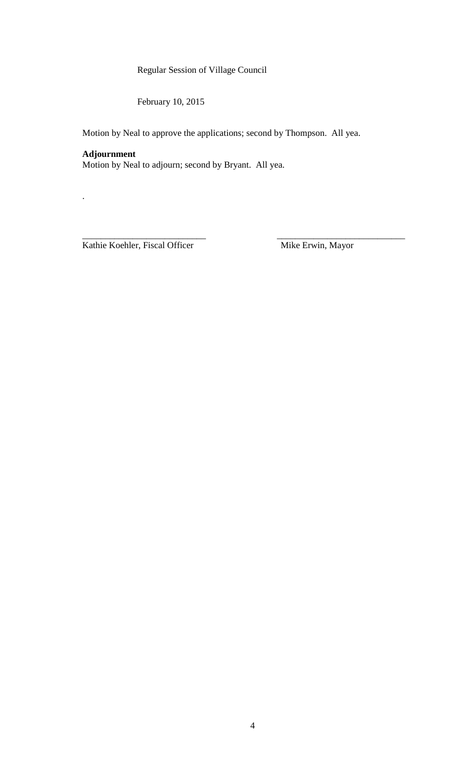Regular Session of Village Council

February 10, 2015

Motion by Neal to approve the applications; second by Thompson. All yea.

**Adjournment**

Motion by Neal to adjourn; second by Bryant. All yea.

.

| | |
|---|---|
| ___________________________ | ___________________________ |
| Kathie Koehler, Fiscal Officer | Mike Erwin, Mayor |